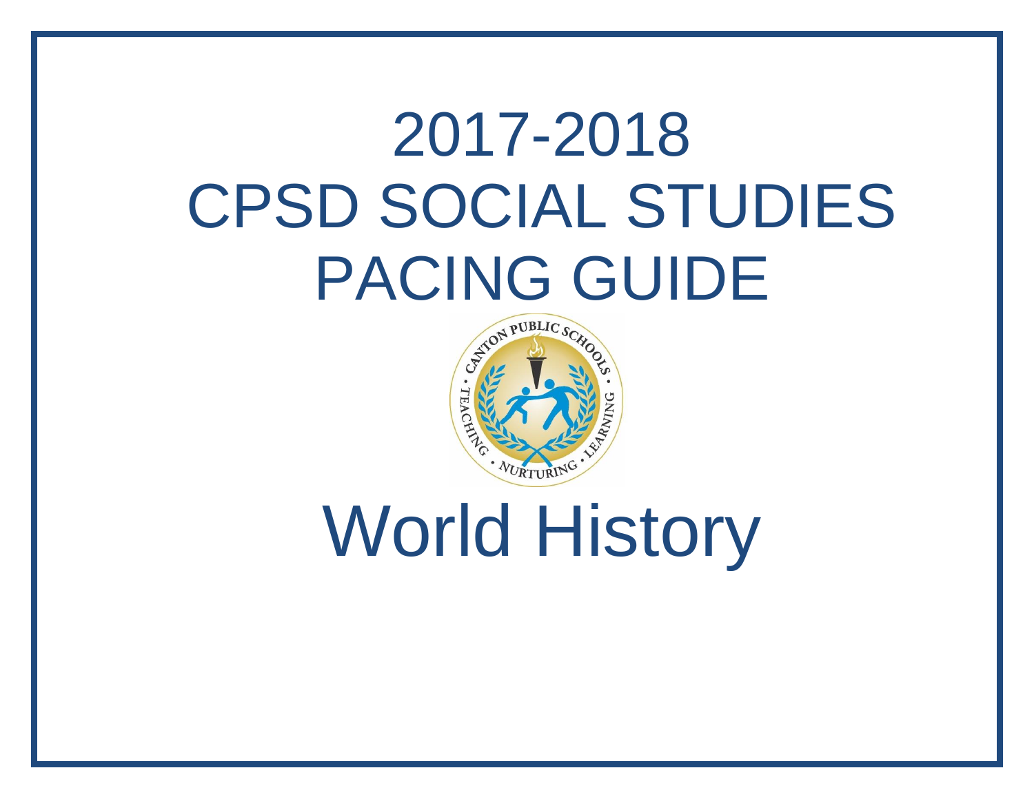# 2017-2018
# CPSD SOCIAL STUDIES
# PACING GUIDE

# World History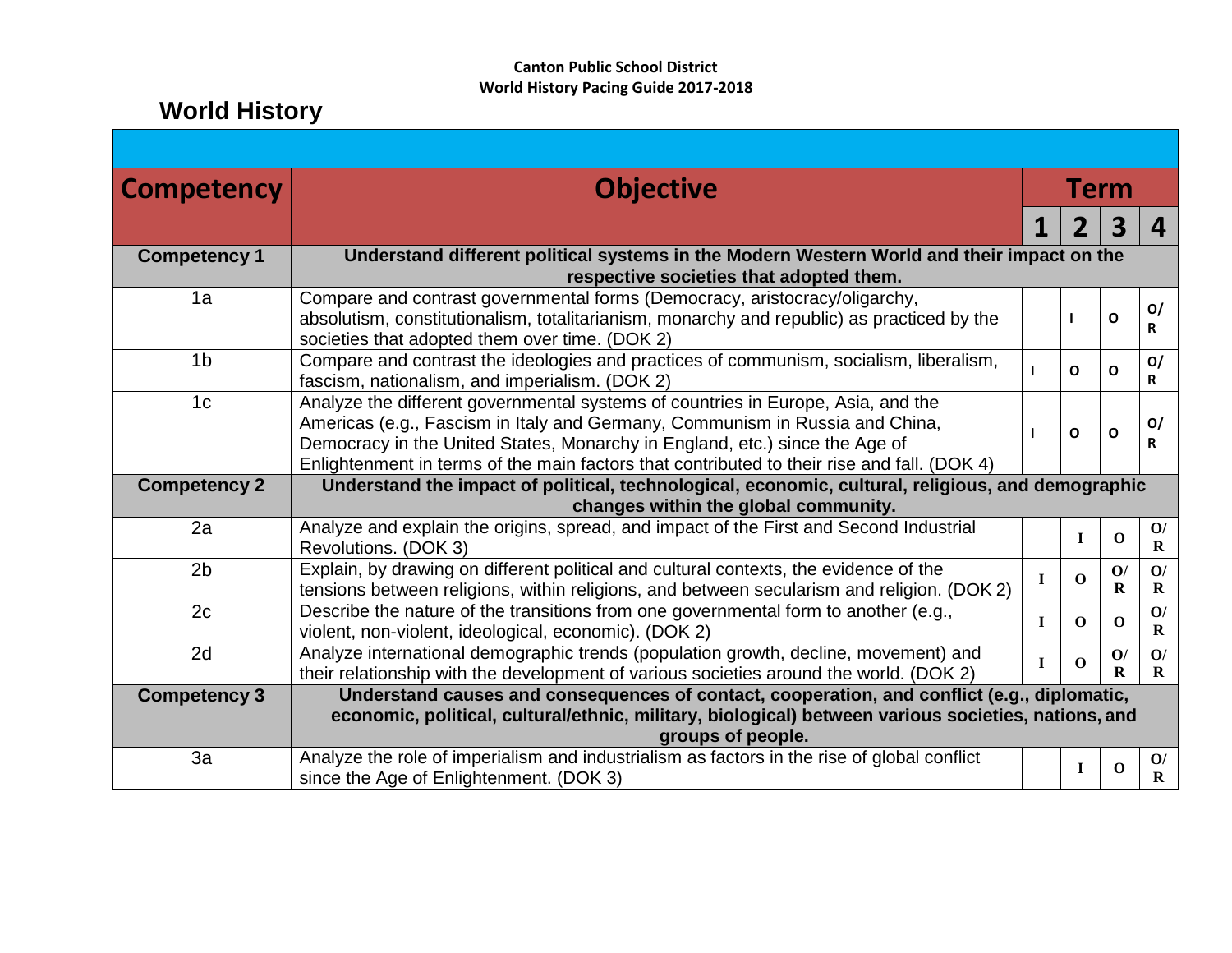**Canton Public School District**
**World History Pacing Guide 2017-2018**

# World History

| Competency | Objective | Term | | | |
|---|---|---|---|---|---|
| | | 1 | 2 | 3 | 4 |
| **Competency 1** | **Understand different political systems in the Modern Western World and their impact on the respective societies that adopted them.** | | | | |
| 1a | Compare and contrast governmental forms (Democracy, aristocracy/oligarchy, absolutism, constitutionalism, totalitarianism, monarchy and republic) as practiced by the societies that adopted them over time. (DOK 2) | | I | O | O/R |
| 1b | Compare and contrast the ideologies and practices of communism, socialism, liberalism, fascism, nationalism, and imperialism. (DOK 2) | I | O | O | O/R |
| 1c | Analyze the different governmental systems of countries in Europe, Asia, and the Americas (e.g., Fascism in Italy and Germany, Communism in Russia and China, Democracy in the United States, Monarchy in England, etc.) since the Age of Enlightenment in terms of the main factors that contributed to their rise and fall. (DOK 4) | I | O | O | O/R |
| **Competency 2** | **Understand the impact of political, technological, economic, cultural, religious, and demographic changes within the global community.** | | | | |
| 2a | Analyze and explain the origins, spread, and impact of the First and Second Industrial Revolutions. (DOK 3) | | I | O | O/R |
| 2b | Explain, by drawing on different political and cultural contexts, the evidence of the tensions between religions, within religions, and between secularism and religion. (DOK 2) | I | O | O/R | O/R |
| 2c | Describe the nature of the transitions from one governmental form to another (e.g., violent, non-violent, ideological, economic). (DOK 2) | I | O | O | O/R |
| 2d | Analyze international demographic trends (population growth, decline, movement) and their relationship with the development of various societies around the world. (DOK 2) | I | O | O/R | O/R |
| **Competency 3** | **Understand causes and consequences of contact, cooperation, and conflict (e.g., diplomatic, economic, political, cultural/ethnic, military, biological) between various societies, nations, and groups of people.** | | | | |
| 3a | Analyze the role of imperialism and industrialism as factors in the rise of global conflict since the Age of Enlightenment. (DOK 3) | | I | O | O/R |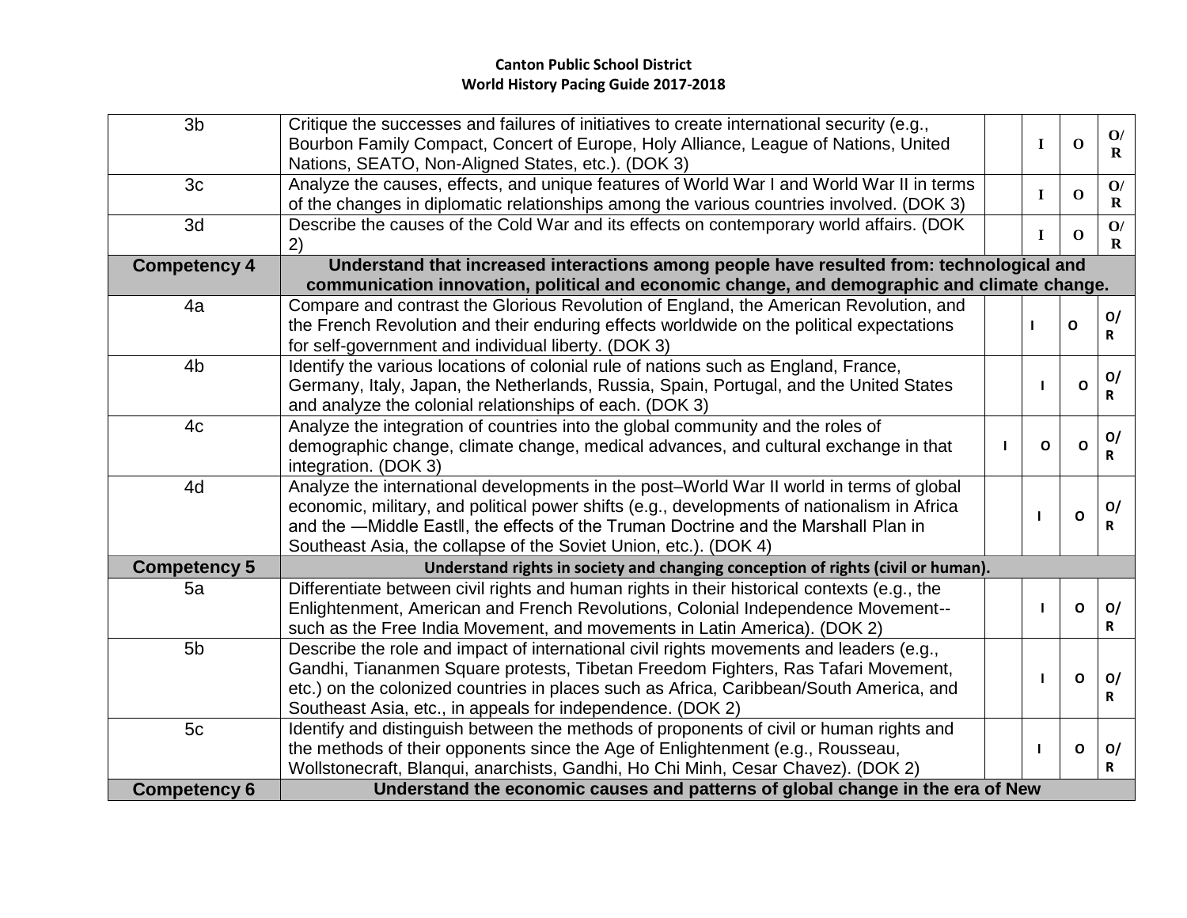**Canton Public School District**
**World History Pacing Guide 2017-2018**

| | | | | | |
|---|---|---|---|---|---|
| 3b | Critique the successes and failures of initiatives to create international security (e.g., Bourbon Family Compact, Concert of Europe, Holy Alliance, League of Nations, United Nations, SEATO, Non-Aligned States, etc.). (DOK 3) | | I | O | O/ R |
| 3c | Analyze the causes, effects, and unique features of World War I and World War II in terms of the changes in diplomatic relationships among the various countries involved. (DOK 3) | | I | O | O/ R |
| 3d | Describe the causes of the Cold War and its effects on contemporary world affairs. (DOK 2) | | I | O | O/ R |
| **Competency 4** | **Understand that increased interactions among people have resulted from: technological and communication innovation, political and economic change, and demographic and climate change.** | | | | |
| 4a | Compare and contrast the Glorious Revolution of England, the American Revolution, and the French Revolution and their enduring effects worldwide on the political expectations for self-government and individual liberty. (DOK 3) | | I | O | O/ R |
| 4b | Identify the various locations of colonial rule of nations such as England, France, Germany, Italy, Japan, the Netherlands, Russia, Spain, Portugal, and the United States and analyze the colonial relationships of each. (DOK 3) | | I | O | O/ R |
| 4c | Analyze the integration of countries into the global community and the roles of demographic change, climate change, medical advances, and cultural exchange in that integration. (DOK 3) | I | O | O | O/ R |
| 4d | Analyze the international developments in the post–World War II world in terms of global economic, military, and political power shifts (e.g., developments of nationalism in Africa and the —Middle East‖, the effects of the Truman Doctrine and the Marshall Plan in Southeast Asia, the collapse of the Soviet Union, etc.). (DOK 4) | | I | O | O/ R |
| **Competency 5** | **Understand rights in society and changing conception of rights (civil or human).** | | | | |
| 5a | Differentiate between civil rights and human rights in their historical contexts (e.g., the Enlightenment, American and French Revolutions, Colonial Independence Movement--such as the Free India Movement, and movements in Latin America). (DOK 2) | | I | O | O/ R |
| 5b | Describe the role and impact of international civil rights movements and leaders (e.g., Gandhi, Tiananmen Square protests, Tibetan Freedom Fighters, Ras Tafari Movement, etc.) on the colonized countries in places such as Africa, Caribbean/South America, and Southeast Asia, etc., in appeals for independence. (DOK 2) | | I | O | O/ R |
| 5c | Identify and distinguish between the methods of proponents of civil or human rights and the methods of their opponents since the Age of Enlightenment (e.g., Rousseau, Wollstonecraft, Blanqui, anarchists, Gandhi, Ho Chi Minh, Cesar Chavez). (DOK 2) | | I | O | O/ R |
| **Competency 6** | **Understand the economic causes and patterns of global change in the era of New** | | | | |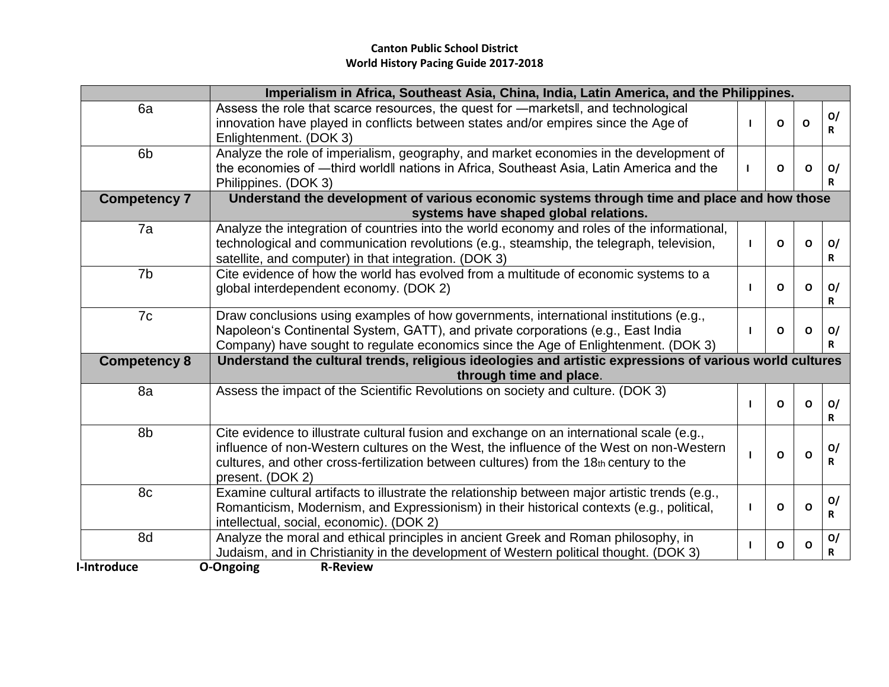**Canton Public School District**
**World History Pacing Guide 2017-2018**

| | | | | | |
|---|---|---|---|---|---|
| | **Imperialism in Africa, Southeast Asia, China, India, Latin America, and the Philippines.** | | | | |
| 6a | Assess the role that scarce resources, the quest for ―markets‖, and technological innovation have played in conflicts between states and/or empires since the Age of Enlightenment. (DOK 3) | I | O | O | O/R |
| 6b | Analyze the role of imperialism, geography, and market economies in the development of the economies of ―third world‖ nations in Africa, Southeast Asia, Latin America and the Philippines. (DOK 3) | I | O | O | O/R |
| **Competency 7** | **Understand the development of various economic systems through time and place and how those systems have shaped global relations.** | | | | |
| 7a | Analyze the integration of countries into the world economy and roles of the informational, technological and communication revolutions (e.g., steamship, the telegraph, television, satellite, and computer) in that integration. (DOK 3) | I | O | O | O/R |
| 7b | Cite evidence of how the world has evolved from a multitude of economic systems to a global interdependent economy. (DOK 2) | I | O | O | O/R |
| 7c | Draw conclusions using examples of how governments, international institutions (e.g., Napoleon's Continental System, GATT), and private corporations (e.g., East India Company) have sought to regulate economics since the Age of Enlightenment. (DOK 3) | I | O | O | O/R |
| **Competency 8** | **Understand the cultural trends, religious ideologies and artistic expressions of various world cultures through time and place.** | | | | |
| 8a | Assess the impact of the Scientific Revolutions on society and culture. (DOK 3) | I | O | O | O/R |
| 8b | Cite evidence to illustrate cultural fusion and exchange on an international scale (e.g., influence of non-Western cultures on the West, the influence of the West on non-Western cultures, and other cross-fertilization between cultures) from the 18th century to the present. (DOK 2) | I | O | O | O/R |
| 8c | Examine cultural artifacts to illustrate the relationship between major artistic trends (e.g., Romanticism, Modernism, and Expressionism) in their historical contexts (e.g., political, intellectual, social, economic). (DOK 2) | I | O | O | O/R |
| 8d | Analyze the moral and ethical principles in ancient Greek and Roman philosophy, in Judaism, and in Christianity in the development of Western political thought. (DOK 3) | I | O | O | O/R |

**I-Introduce** **O-Ongoing** **R-Review**